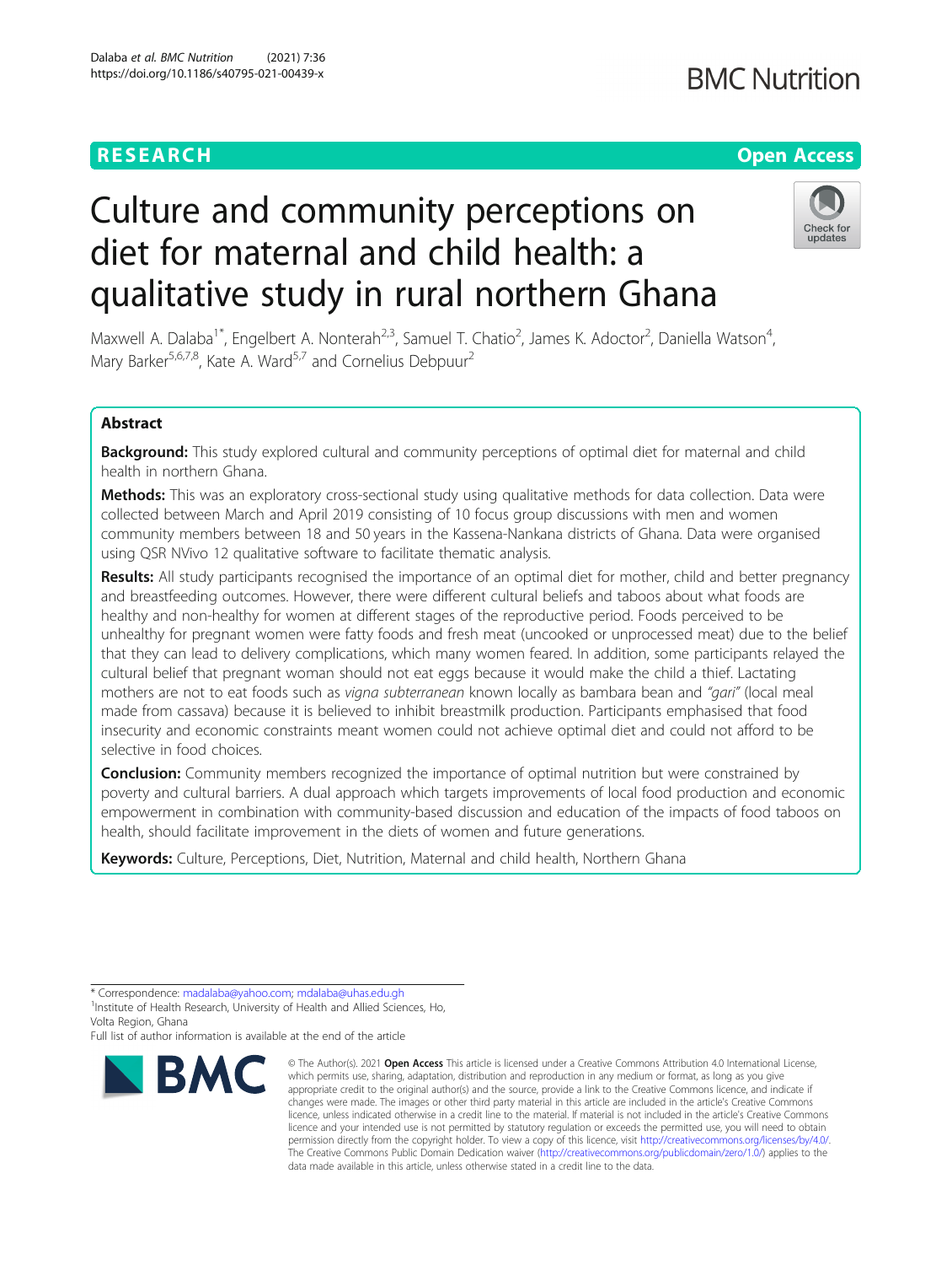RESEARCH

Open Access

# Culture and community perceptions on diet for maternal and child health: a qualitative study in rural northern Ghana

Maxwell A. Dalaba[1*], Engelbert A. Nonterah[2,3], Samuel T. Chatio[2], James K. Adoctor[2], Daniella Watson[4], Mary Barker[5,6,7,8], Kate A. Ward[5,7] and Cornelius Debpuur[2]

## Abstract

**Background:** This study explored cultural and community perceptions of optimal diet for maternal and child health in northern Ghana.

**Methods:** This was an exploratory cross-sectional study using qualitative methods for data collection. Data were collected between March and April 2019 consisting of 10 focus group discussions with men and women community members between 18 and 50 years in the Kassena-Nankana districts of Ghana. Data were organised using QSR NVivo 12 qualitative software to facilitate thematic analysis.

**Results:** All study participants recognised the importance of an optimal diet for mother, child and better pregnancy and breastfeeding outcomes. However, there were different cultural beliefs and taboos about what foods are healthy and non-healthy for women at different stages of the reproductive period. Foods perceived to be unhealthy for pregnant women were fatty foods and fresh meat (uncooked or unprocessed meat) due to the belief that they can lead to delivery complications, which many women feared. In addition, some participants relayed the cultural belief that pregnant woman should not eat eggs because it would make the child a thief. Lactating mothers are not to eat foods such as *vigna subterranean* known locally as bambara bean and *"gari"* (local meal made from cassava) because it is believed to inhibit breastmilk production. Participants emphasised that food insecurity and economic constraints meant women could not achieve optimal diet and could not afford to be selective in food choices.

**Conclusion:** Community members recognized the importance of optimal nutrition but were constrained by poverty and cultural barriers. A dual approach which targets improvements of local food production and economic empowerment in combination with community-based discussion and education of the impacts of food taboos on health, should facilitate improvement in the diets of women and future generations.

**Keywords:** Culture, Perceptions, Diet, Nutrition, Maternal and child health, Northern Ghana

---

* Correspondence: madalaba@yahoo.com; mdalaba@uhas.edu.gh
[1]Institute of Health Research, University of Health and Allied Sciences, Ho, Volta Region, Ghana
Full list of author information is available at the end of the article

© The Author(s). 2021 **Open Access** This article is licensed under a Creative Commons Attribution 4.0 International License, which permits use, sharing, adaptation, distribution and reproduction in any medium or format, as long as you give appropriate credit to the original author(s) and the source, provide a link to the Creative Commons licence, and indicate if changes were made. The images or other third party material in this article are included in the article's Creative Commons licence, unless indicated otherwise in a credit line to the material. If material is not included in the article's Creative Commons licence and your intended use is not permitted by statutory regulation or exceeds the permitted use, you will need to obtain permission directly from the copyright holder. To view a copy of this licence, visit http://creativecommons.org/licenses/by/4.0/. The Creative Commons Public Domain Dedication waiver (http://creativecommons.org/publicdomain/zero/1.0/) applies to the data made available in this article, unless otherwise stated in a credit line to the data.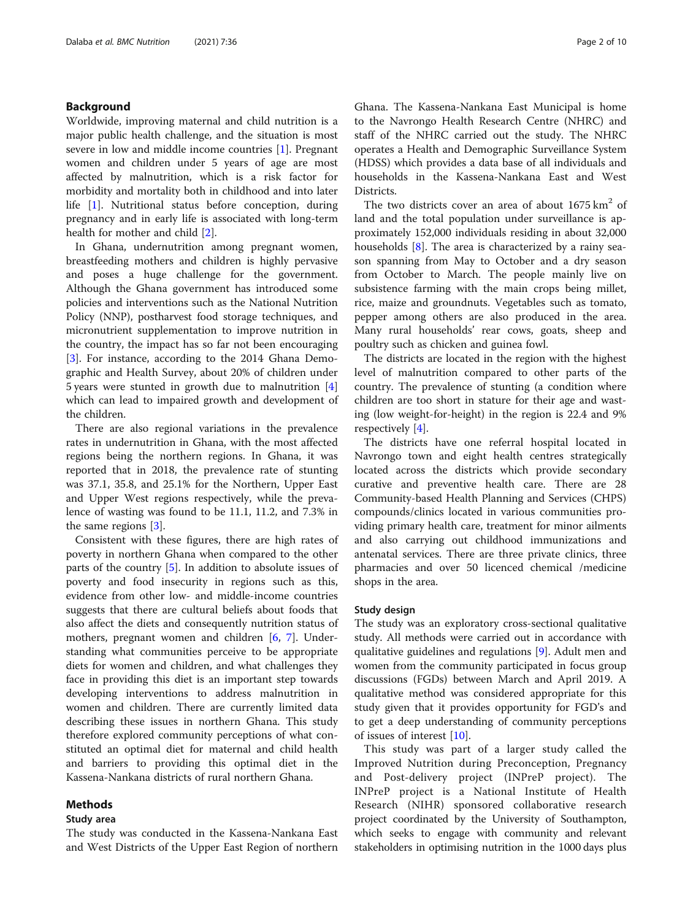## Background

Worldwide, improving maternal and child nutrition is a major public health challenge, and the situation is most severe in low and middle income countries [1]. Pregnant women and children under 5 years of age are most affected by malnutrition, which is a risk factor for morbidity and mortality both in childhood and into later life [1]. Nutritional status before conception, during pregnancy and in early life is associated with long-term health for mother and child [2].

In Ghana, undernutrition among pregnant women, breastfeeding mothers and children is highly pervasive and poses a huge challenge for the government. Although the Ghana government has introduced some policies and interventions such as the National Nutrition Policy (NNP), postharvest food storage techniques, and micronutrient supplementation to improve nutrition in the country, the impact has so far not been encouraging [3]. For instance, according to the 2014 Ghana Demographic and Health Survey, about 20% of children under 5 years were stunted in growth due to malnutrition [4] which can lead to impaired growth and development of the children.

There are also regional variations in the prevalence rates in undernutrition in Ghana, with the most affected regions being the northern regions. In Ghana, it was reported that in 2018, the prevalence rate of stunting was 37.1, 35.8, and 25.1% for the Northern, Upper East and Upper West regions respectively, while the prevalence of wasting was found to be 11.1, 11.2, and 7.3% in the same regions [3].

Consistent with these figures, there are high rates of poverty in northern Ghana when compared to the other parts of the country [5]. In addition to absolute issues of poverty and food insecurity in regions such as this, evidence from other low- and middle-income countries suggests that there are cultural beliefs about foods that also affect the diets and consequently nutrition status of mothers, pregnant women and children [6, 7]. Understanding what communities perceive to be appropriate diets for women and children, and what challenges they face in providing this diet is an important step towards developing interventions to address malnutrition in women and children. There are currently limited data describing these issues in northern Ghana. This study therefore explored community perceptions of what constituted an optimal diet for maternal and child health and barriers to providing this optimal diet in the Kassena-Nankana districts of rural northern Ghana.

## Methods

### Study area

The study was conducted in the Kassena-Nankana East and West Districts of the Upper East Region of northern Ghana. The Kassena-Nankana East Municipal is home to the Navrongo Health Research Centre (NHRC) and staff of the NHRC carried out the study. The NHRC operates a Health and Demographic Surveillance System (HDSS) which provides a data base of all individuals and households in the Kassena-Nankana East and West Districts.

The two districts cover an area of about 1675 $km^2$ of land and the total population under surveillance is approximately 152,000 individuals residing in about 32,000 households [8]. The area is characterized by a rainy season spanning from May to October and a dry season from October to March. The people mainly live on subsistence farming with the main crops being millet, rice, maize and groundnuts. Vegetables such as tomato, pepper among others are also produced in the area. Many rural households' rear cows, goats, sheep and poultry such as chicken and guinea fowl.

The districts are located in the region with the highest level of malnutrition compared to other parts of the country. The prevalence of stunting (a condition where children are too short in stature for their age and wasting (low weight-for-height) in the region is 22.4 and 9% respectively [4].

The districts have one referral hospital located in Navrongo town and eight health centres strategically located across the districts which provide secondary curative and preventive health care. There are 28 Community-based Health Planning and Services (CHPS) compounds/clinics located in various communities providing primary health care, treatment for minor ailments and also carrying out childhood immunizations and antenatal services. There are three private clinics, three pharmacies and over 50 licenced chemical /medicine shops in the area.

### Study design

The study was an exploratory cross-sectional qualitative study. All methods were carried out in accordance with qualitative guidelines and regulations [9]. Adult men and women from the community participated in focus group discussions (FGDs) between March and April 2019. A qualitative method was considered appropriate for this study given that it provides opportunity for FGD's and to get a deep understanding of community perceptions of issues of interest [10].

This study was part of a larger study called the Improved Nutrition during Preconception, Pregnancy and Post-delivery project (INPreP project). The INPreP project is a National Institute of Health Research (NIHR) sponsored collaborative research project coordinated by the University of Southampton, which seeks to engage with community and relevant stakeholders in optimising nutrition in the 1000 days plus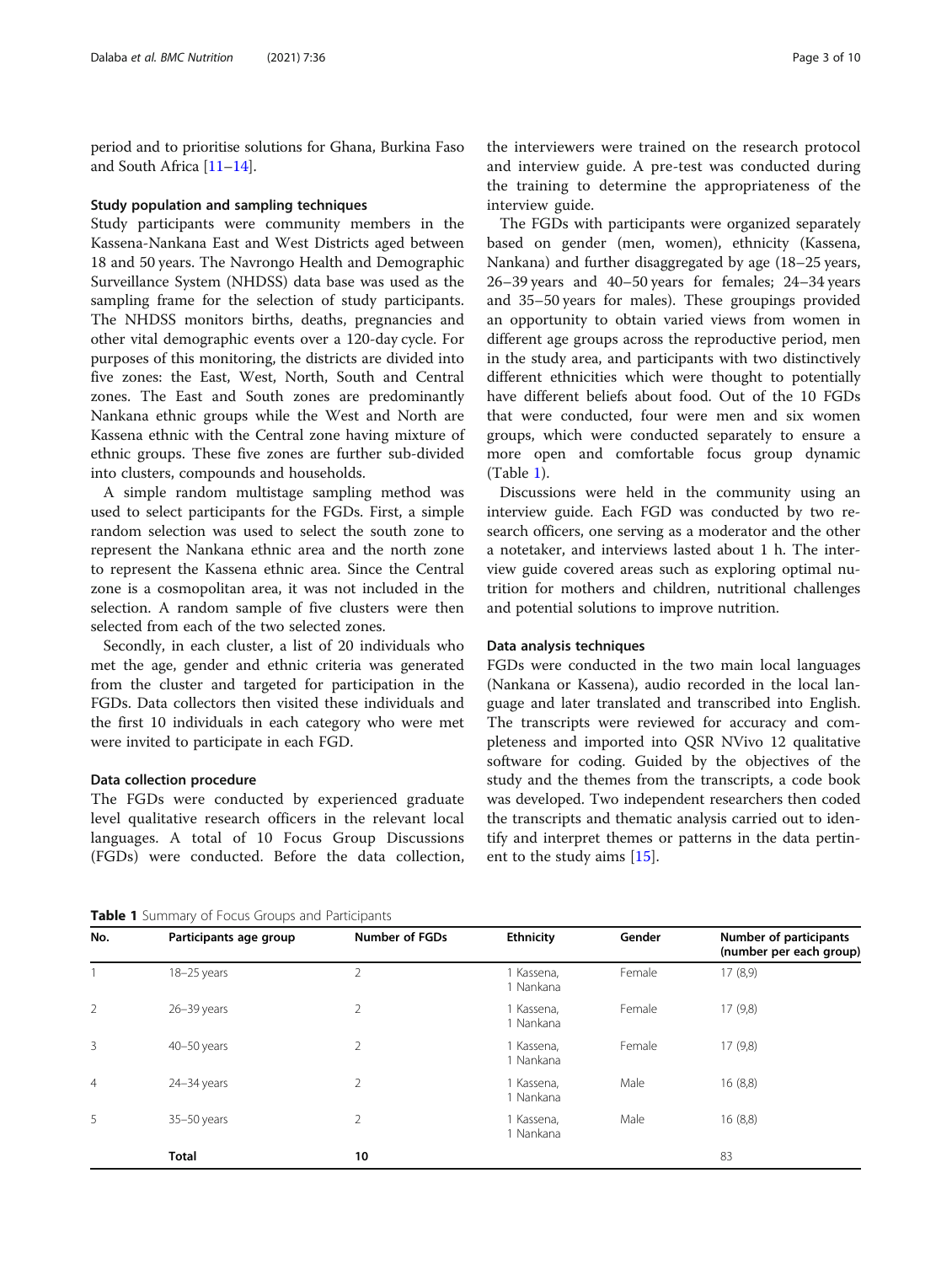period and to prioritise solutions for Ghana, Burkina Faso and South Africa [11–14].

### Study population and sampling techniques

Study participants were community members in the Kassena-Nankana East and West Districts aged between 18 and 50 years. The Navrongo Health and Demographic Surveillance System (NHDSS) data base was used as the sampling frame for the selection of study participants. The NHDSS monitors births, deaths, pregnancies and other vital demographic events over a 120-day cycle. For purposes of this monitoring, the districts are divided into five zones: the East, West, North, South and Central zones. The East and South zones are predominantly Nankana ethnic groups while the West and North are Kassena ethnic with the Central zone having mixture of ethnic groups. These five zones are further sub-divided into clusters, compounds and households.

A simple random multistage sampling method was used to select participants for the FGDs. First, a simple random selection was used to select the south zone to represent the Nankana ethnic area and the north zone to represent the Kassena ethnic area. Since the Central zone is a cosmopolitan area, it was not included in the selection. A random sample of five clusters were then selected from each of the two selected zones.

Secondly, in each cluster, a list of 20 individuals who met the age, gender and ethnic criteria was generated from the cluster and targeted for participation in the FGDs. Data collectors then visited these individuals and the first 10 individuals in each category who were met were invited to participate in each FGD.

### Data collection procedure

The FGDs were conducted by experienced graduate level qualitative research officers in the relevant local languages. A total of 10 Focus Group Discussions (FGDs) were conducted. Before the data collection, the interviewers were trained on the research protocol and interview guide. A pre-test was conducted during the training to determine the appropriateness of the interview guide.

The FGDs with participants were organized separately based on gender (men, women), ethnicity (Kassena, Nankana) and further disaggregated by age (18–25 years, 26–39 years and 40–50 years for females; 24–34 years and 35–50 years for males). These groupings provided an opportunity to obtain varied views from women in different age groups across the reproductive period, men in the study area, and participants with two distinctively different ethnicities which were thought to potentially have different beliefs about food. Out of the 10 FGDs that were conducted, four were men and six women groups, which were conducted separately to ensure a more open and comfortable focus group dynamic (Table 1).

Discussions were held in the community using an interview guide. Each FGD was conducted by two research officers, one serving as a moderator and the other a notetaker, and interviews lasted about 1 h. The interview guide covered areas such as exploring optimal nutrition for mothers and children, nutritional challenges and potential solutions to improve nutrition.

### Data analysis techniques

FGDs were conducted in the two main local languages (Nankana or Kassena), audio recorded in the local language and later translated and transcribed into English. The transcripts were reviewed for accuracy and completeness and imported into QSR NVivo 12 qualitative software for coding. Guided by the objectives of the study and the themes from the transcripts, a code book was developed. Two independent researchers then coded the transcripts and thematic analysis carried out to identify and interpret themes or patterns in the data pertinent to the study aims [15].

**Table 1** Summary of Focus Groups and Participants

| No. | Participants age group | Number of FGDs | Ethnicity | Gender | Number of participants (number per each group) |
|---|---|---|---|---|---|
| 1 | 18–25 years | 2 | 1 Kassena, 1 Nankana | Female | 17 (8,9) |
| 2 | 26–39 years | 2 | 1 Kassena, 1 Nankana | Female | 17 (9,8) |
| 3 | 40–50 years | 2 | 1 Kassena, 1 Nankana | Female | 17 (9,8) |
| 4 | 24–34 years | 2 | 1 Kassena, 1 Nankana | Male | 16 (8,8) |
| 5 | 35–50 years | 2 | 1 Kassena, 1 Nankana | Male | 16 (8,8) |
| | **Total** | **10** | | | 83 |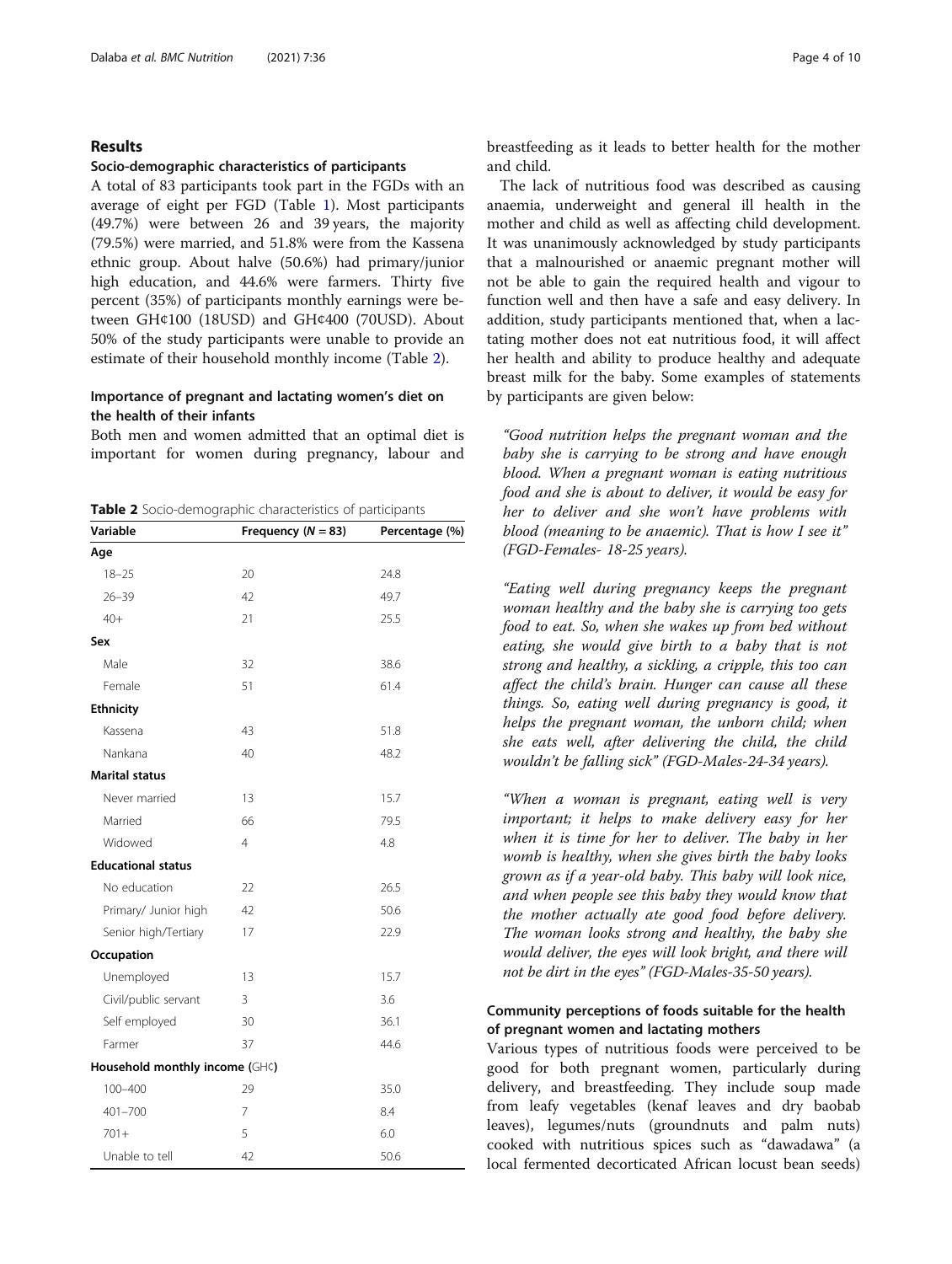## Results

### Socio-demographic characteristics of participants

A total of 83 participants took part in the FGDs with an average of eight per FGD (Table 1). Most participants (49.7%) were between 26 and 39 years, the majority (79.5%) were married, and 51.8% were from the Kassena ethnic group. About halve (50.6%) had primary/junior high education, and 44.6% were farmers. Thirty five percent (35%) of participants monthly earnings were between GH¢100 (18USD) and GH¢400 (70USD). About 50% of the study participants were unable to provide an estimate of their household monthly income (Table 2).

### Importance of pregnant and lactating women's diet on the health of their infants

Both men and women admitted that an optimal diet is important for women during pregnancy, labour and breastfeeding as it leads to better health for the mother and child.

**Table 2** Socio-demographic characteristics of participants

| Variable | Frequency (N = 83) | Percentage (%) |
|---|---|---|
| **Age** | | |
| 18–25 | 20 | 24.8 |
| 26–39 | 42 | 49.7 |
| 40+ | 21 | 25.5 |
| **Sex** | | |
| Male | 32 | 38.6 |
| Female | 51 | 61.4 |
| **Ethnicity** | | |
| Kassena | 43 | 51.8 |
| Nankana | 40 | 48.2 |
| **Marital status** | | |
| Never married | 13 | 15.7 |
| Married | 66 | 79.5 |
| Widowed | 4 | 4.8 |
| **Educational status** | | |
| No education | 22 | 26.5 |
| Primary/ Junior high | 42 | 50.6 |
| Senior high/Tertiary | 17 | 22.9 |
| **Occupation** | | |
| Unemployed | 13 | 15.7 |
| Civil/public servant | 3 | 3.6 |
| Self employed | 30 | 36.1 |
| Farmer | 37 | 44.6 |
| **Household monthly income (GH¢)** | | |
| 100–400 | 29 | 35.0 |
| 401–700 | 7 | 8.4 |
| 701+ | 5 | 6.0 |
| Unable to tell | 42 | 50.6 |

The lack of nutritious food was described as causing anaemia, underweight and general ill health in the mother and child as well as affecting child development. It was unanimously acknowledged by study participants that a malnourished or anaemic pregnant mother will not be able to gain the required health and vigour to function well and then have a safe and easy delivery. In addition, study participants mentioned that, when a lactating mother does not eat nutritious food, it will affect her health and ability to produce healthy and adequate breast milk for the baby. Some examples of statements by participants are given below:

> *"Good nutrition helps the pregnant woman and the baby she is carrying to be strong and have enough blood. When a pregnant woman is eating nutritious food and she is about to deliver, it would be easy for her to deliver and she won't have problems with blood (meaning to be anaemic). That is how I see it" (FGD-Females- 18-25 years).*

> *"Eating well during pregnancy keeps the pregnant woman healthy and the baby she is carrying too gets food to eat. So, when she wakes up from bed without eating, she would give birth to a baby that is not strong and healthy, a sickling, a cripple, this too can affect the child's brain. Hunger can cause all these things. So, eating well during pregnancy is good, it helps the pregnant woman, the unborn child; when she eats well, after delivering the child, the child wouldn't be falling sick" (FGD-Males-24-34 years).*

> *"When a woman is pregnant, eating well is very important; it helps to make delivery easy for her when it is time for her to deliver. The baby in her womb is healthy, when she gives birth the baby looks grown as if a year-old baby. This baby will look nice, and when people see this baby they would know that the mother actually ate good food before delivery. The woman looks strong and healthy, the baby she would deliver, the eyes will look bright, and there will not be dirt in the eyes" (FGD-Males-35-50 years).*

### Community perceptions of foods suitable for the health of pregnant women and lactating mothers

Various types of nutritious foods were perceived to be good for both pregnant women, particularly during delivery, and breastfeeding. They include soup made from leafy vegetables (kenaf leaves and dry baobab leaves), legumes/nuts (groundnuts and palm nuts) cooked with nutritious spices such as "dawadawa" (a local fermented decorticated African locust bean seeds)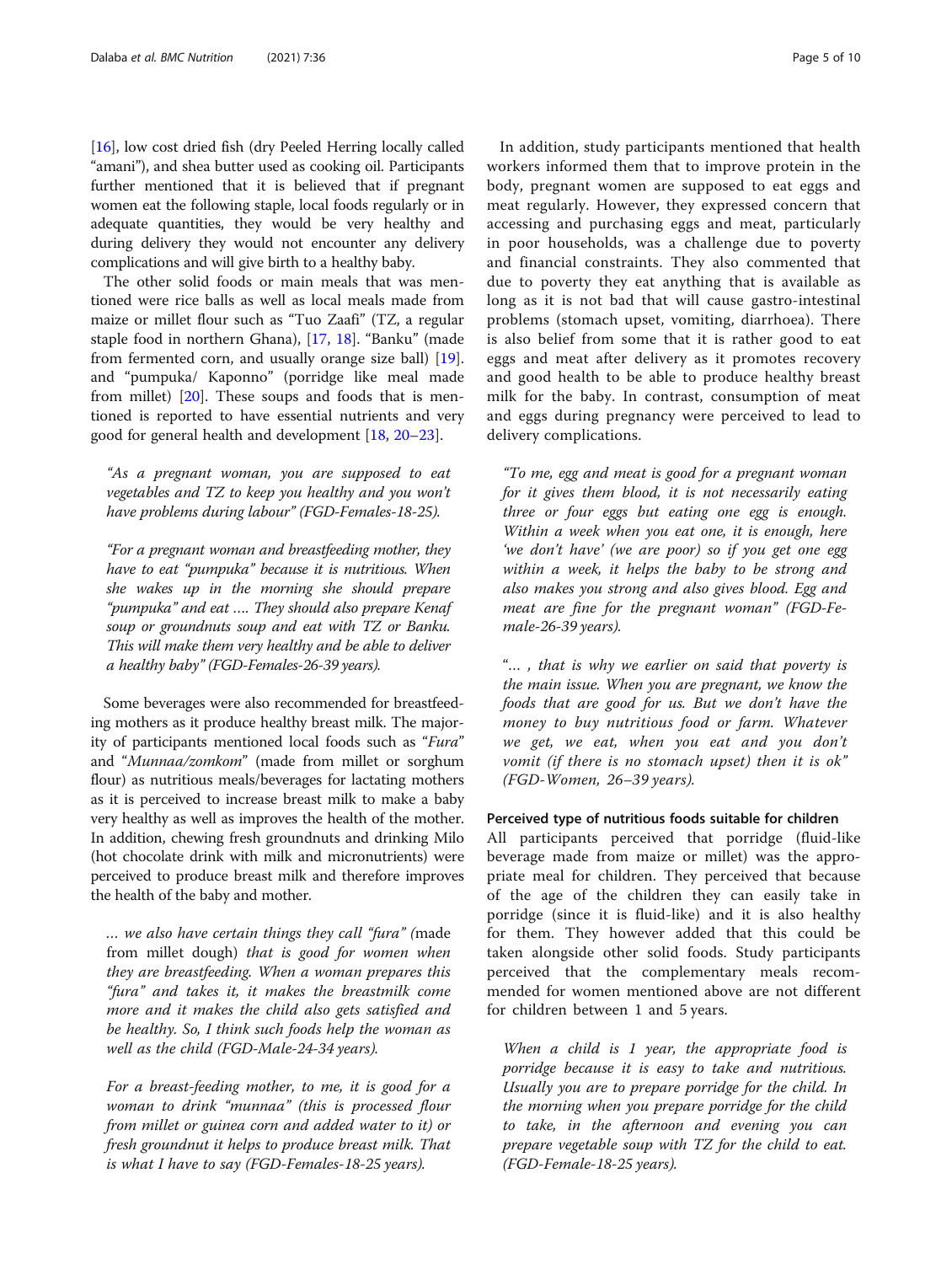[16], low cost dried fish (dry Peeled Herring locally called "amani"), and shea butter used as cooking oil. Participants further mentioned that it is believed that if pregnant women eat the following staple, local foods regularly or in adequate quantities, they would be very healthy and during delivery they would not encounter any delivery complications and will give birth to a healthy baby.

The other solid foods or main meals that was mentioned were rice balls as well as local meals made from maize or millet flour such as "Tuo Zaafi" (TZ, a regular staple food in northern Ghana), [17, 18]. "Banku" (made from fermented corn, and usually orange size ball) [19]. and "pumpuka/ Kaponno" (porridge like meal made from millet) [20]. These soups and foods that is mentioned is reported to have essential nutrients and very good for general health and development [18, 20–23].

> *"As a pregnant woman, you are supposed to eat vegetables and TZ to keep you healthy and you won't have problems during labour" (FGD-Females-18-25).*

> *"For a pregnant woman and breastfeeding mother, they have to eat "pumpuka" because it is nutritious. When she wakes up in the morning she should prepare "pumpuka" and eat .... They should also prepare Kenaf soup or groundnuts soup and eat with TZ or Banku. This will make them very healthy and be able to deliver a healthy baby" (FGD-Females-26-39 years).*

Some beverages were also recommended for breastfeeding mothers as it produce healthy breast milk. The majority of participants mentioned local foods such as "*Fura*" and "*Munnaa/zomkom*" (made from millet or sorghum flour) as nutritious meals/beverages for lactating mothers as it is perceived to increase breast milk to make a baby very healthy as well as improves the health of the mother. In addition, chewing fresh groundnuts and drinking Milo (hot chocolate drink with milk and micronutrients) were perceived to produce breast milk and therefore improves the health of the baby and mother.

> *... we also have certain things they call "fura" (*made from millet dough*) that is good for women when they are breastfeeding. When a woman prepares this "fura" and takes it, it makes the breastmilk come more and it makes the child also gets satisfied and be healthy. So, I think such foods help the woman as well as the child (FGD-Male-24-34 years).*

> *For a breast-feeding mother, to me, it is good for a woman to drink "munnaa" (this is processed flour from millet or guinea corn and added water to it) or fresh groundnut it helps to produce breast milk. That is what I have to say (FGD-Females-18-25 years).*

In addition, study participants mentioned that health workers informed them that to improve protein in the body, pregnant women are supposed to eat eggs and meat regularly. However, they expressed concern that accessing and purchasing eggs and meat, particularly in poor households, was a challenge due to poverty and financial constraints. They also commented that due to poverty they eat anything that is available as long as it is not bad that will cause gastro-intestinal problems (stomach upset, vomiting, diarrhoea). There is also belief from some that it is rather good to eat eggs and meat after delivery as it promotes recovery and good health to be able to produce healthy breast milk for the baby. In contrast, consumption of meat and eggs during pregnancy were perceived to lead to delivery complications.

> *"To me, egg and meat is good for a pregnant woman for it gives them blood, it is not necessarily eating three or four eggs but eating one egg is enough. Within a week when you eat one, it is enough, here 'we don't have' (we are poor) so if you get one egg within a week, it helps the baby to be strong and also makes you strong and also gives blood. Egg and meat are fine for the pregnant woman" (FGD-Female-26-39 years).*

> *"... , that is why we earlier on said that poverty is the main issue. When you are pregnant, we know the foods that are good for us. But we don't have the money to buy nutritious food or farm. Whatever we get, we eat, when you eat and you don't vomit (if there is no stomach upset) then it is ok" (FGD-Women, 26–39 years).*

#### Perceived type of nutritious foods suitable for children

All participants perceived that porridge (fluid-like beverage made from maize or millet) was the appropriate meal for children. They perceived that because of the age of the children they can easily take in porridge (since it is fluid-like) and it is also healthy for them. They however added that this could be taken alongside other solid foods. Study participants perceived that the complementary meals recommended for women mentioned above are not different for children between 1 and 5 years.

> *When a child is 1 year, the appropriate food is porridge because it is easy to take and nutritious. Usually you are to prepare porridge for the child. In the morning when you prepare porridge for the child to take, in the afternoon and evening you can prepare vegetable soup with TZ for the child to eat. (FGD-Female-18-25 years).*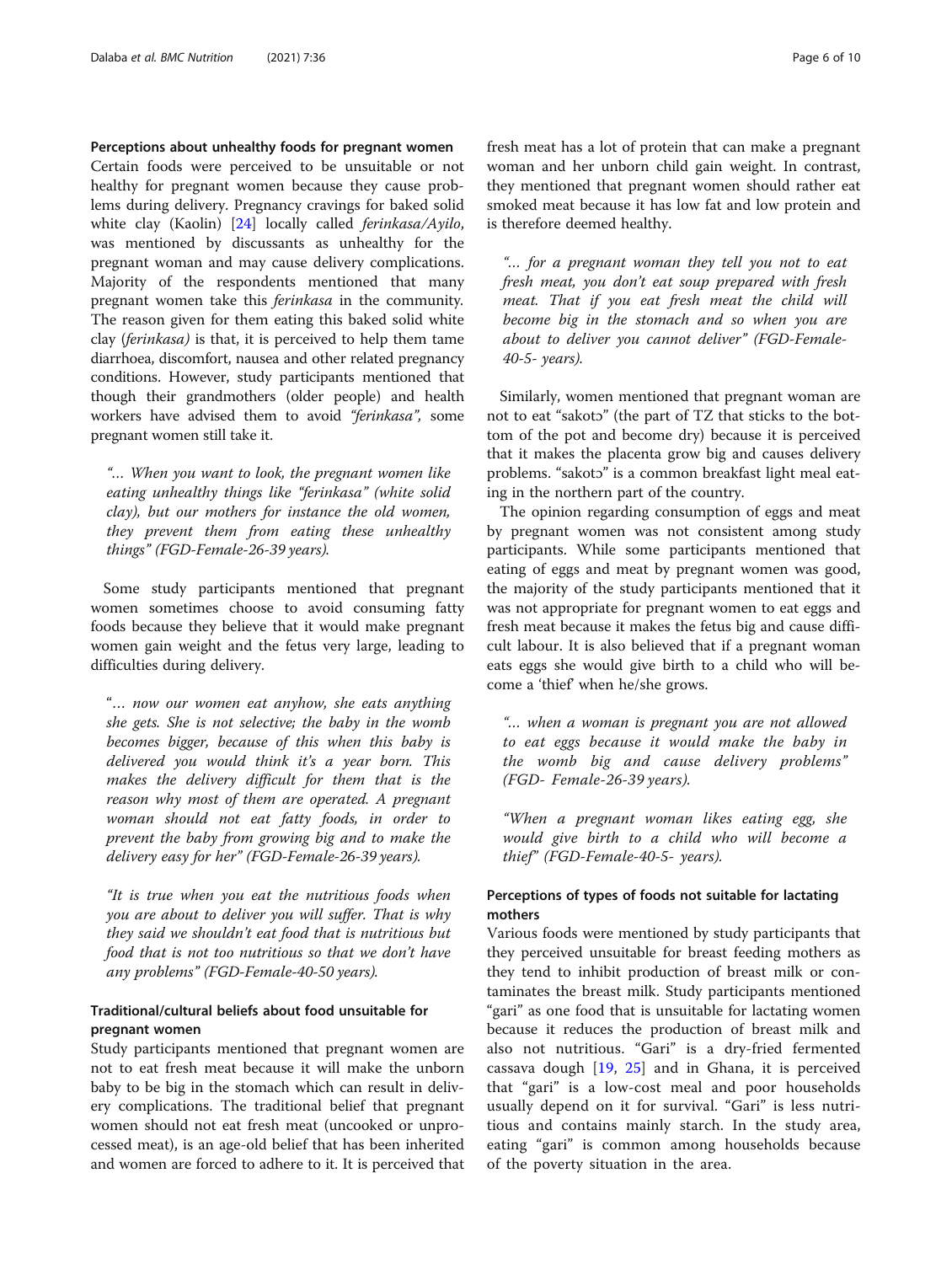#### Perceptions about unhealthy foods for pregnant women

Certain foods were perceived to be unsuitable or not healthy for pregnant women because they cause problems during delivery. Pregnancy cravings for baked solid white clay (Kaolin) [24] locally called *ferinkasa/Ayilo*, was mentioned by discussants as unhealthy for the pregnant woman and may cause delivery complications. Majority of the respondents mentioned that many pregnant women take this *ferinkasa* in the community. The reason given for them eating this baked solid white clay (*ferinkasa)* is that, it is perceived to help them tame diarrhoea, discomfort, nausea and other related pregnancy conditions. However, study participants mentioned that though their grandmothers (older people) and health workers have advised them to avoid *"ferinkasa"*, some pregnant women still take it.

> *"… When you want to look, the pregnant women like eating unhealthy things like "ferinkasa" (white solid clay), but our mothers for instance the old women, they prevent them from eating these unhealthy things" (FGD-Female-26-39 years).*

Some study participants mentioned that pregnant women sometimes choose to avoid consuming fatty foods because they believe that it would make pregnant women gain weight and the fetus very large, leading to difficulties during delivery.

> *"… now our women eat anyhow, she eats anything she gets. She is not selective; the baby in the womb becomes bigger, because of this when this baby is delivered you would think it's a year born. This makes the delivery difficult for them that is the reason why most of them are operated. A pregnant woman should not eat fatty foods, in order to prevent the baby from growing big and to make the delivery easy for her" (FGD-Female-26-39 years).*

> *"It is true when you eat the nutritious foods when you are about to deliver you will suffer. That is why they said we shouldn't eat food that is nutritious but food that is not too nutritious so that we don't have any problems" (FGD-Female-40-50 years).*

#### Traditional/cultural beliefs about food unsuitable for pregnant women

Study participants mentioned that pregnant women are not to eat fresh meat because it will make the unborn baby to be big in the stomach which can result in delivery complications. The traditional belief that pregnant women should not eat fresh meat (uncooked or unprocessed meat), is an age-old belief that has been inherited and women are forced to adhere to it. It is perceived that fresh meat has a lot of protein that can make a pregnant woman and her unborn child gain weight. In contrast, they mentioned that pregnant women should rather eat smoked meat because it has low fat and low protein and is therefore deemed healthy.

> *"… for a pregnant woman they tell you not to eat fresh meat, you don't eat soup prepared with fresh meat. That if you eat fresh meat the child will become big in the stomach and so when you are about to deliver you cannot deliver" (FGD-Female-40-5- years).*

Similarly, women mentioned that pregnant woman are not to eat "sakotɔ" (the part of TZ that sticks to the bottom of the pot and become dry) because it is perceived that it makes the placenta grow big and causes delivery problems. "sakotɔ" is a common breakfast light meal eating in the northern part of the country.

The opinion regarding consumption of eggs and meat by pregnant women was not consistent among study participants. While some participants mentioned that eating of eggs and meat by pregnant women was good, the majority of the study participants mentioned that it was not appropriate for pregnant women to eat eggs and fresh meat because it makes the fetus big and cause difficult labour. It is also believed that if a pregnant woman eats eggs she would give birth to a child who will become a 'thief' when he/she grows.

> *"… when a woman is pregnant you are not allowed to eat eggs because it would make the baby in the womb big and cause delivery problems" (FGD- Female-26-39 years).*

> *"When a pregnant woman likes eating egg, she would give birth to a child who will become a thief" (FGD-Female-40-5- years).*

#### Perceptions of types of foods not suitable for lactating mothers

Various foods were mentioned by study participants that they perceived unsuitable for breast feeding mothers as they tend to inhibit production of breast milk or contaminates the breast milk. Study participants mentioned "gari" as one food that is unsuitable for lactating women because it reduces the production of breast milk and also not nutritious. "Gari" is a dry-fried fermented cassava dough [19, 25] and in Ghana, it is perceived that "gari" is a low-cost meal and poor households usually depend on it for survival. "Gari" is less nutritious and contains mainly starch. In the study area, eating "gari" is common among households because of the poverty situation in the area.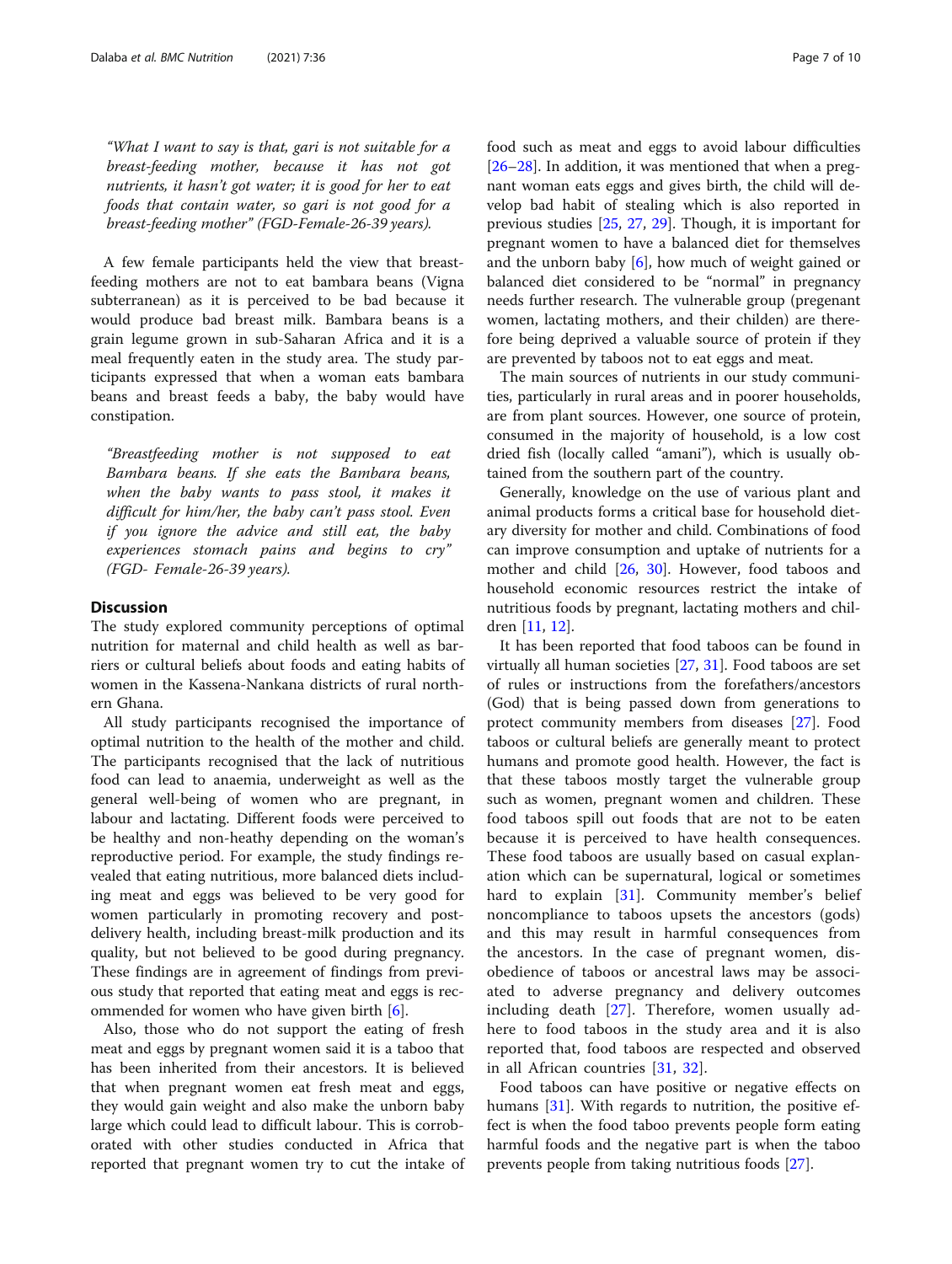"What I want to say is that, gari is not suitable for a breast-feeding mother, because it has not got nutrients, it hasn't got water; it is good for her to eat foods that contain water, so gari is not good for a breast-feeding mother" (FGD-Female-26-39 years).

A few female participants held the view that breast-feeding mothers are not to eat bambara beans (Vigna subterranean) as it is perceived to be bad because it would produce bad breast milk. Bambara beans is a grain legume grown in sub-Saharan Africa and it is a meal frequently eaten in the study area. The study participants expressed that when a woman eats bambara beans and breast feeds a baby, the baby would have constipation.

"Breastfeeding mother is not supposed to eat Bambara beans. If she eats the Bambara beans, when the baby wants to pass stool, it makes it difficult for him/her, the baby can't pass stool. Even if you ignore the advice and still eat, the baby experiences stomach pains and begins to cry" (FGD- Female-26-39 years).

## Discussion

The study explored community perceptions of optimal nutrition for maternal and child health as well as barriers or cultural beliefs about foods and eating habits of women in the Kassena-Nankana districts of rural northern Ghana.

All study participants recognised the importance of optimal nutrition to the health of the mother and child. The participants recognised that the lack of nutritious food can lead to anaemia, underweight as well as the general well-being of women who are pregnant, in labour and lactating. Different foods were perceived to be healthy and non-heathy depending on the woman's reproductive period. For example, the study findings revealed that eating nutritious, more balanced diets including meat and eggs was believed to be very good for women particularly in promoting recovery and post-delivery health, including breast-milk production and its quality, but not believed to be good during pregnancy. These findings are in agreement of findings from previous study that reported that eating meat and eggs is recommended for women who have given birth [6].

Also, those who do not support the eating of fresh meat and eggs by pregnant women said it is a taboo that has been inherited from their ancestors. It is believed that when pregnant women eat fresh meat and eggs, they would gain weight and also make the unborn baby large which could lead to difficult labour. This is corroborated with other studies conducted in Africa that reported that pregnant women try to cut the intake of food such as meat and eggs to avoid labour difficulties [26–28]. In addition, it was mentioned that when a pregnant woman eats eggs and gives birth, the child will develop bad habit of stealing which is also reported in previous studies [25, 27, 29]. Though, it is important for pregnant women to have a balanced diet for themselves and the unborn baby [6], how much of weight gained or balanced diet considered to be "normal" in pregnancy needs further research. The vulnerable group (pregenant women, lactating mothers, and their childen) are therefore being deprived a valuable source of protein if they are prevented by taboos not to eat eggs and meat.

The main sources of nutrients in our study communities, particularly in rural areas and in poorer households, are from plant sources. However, one source of protein, consumed in the majority of household, is a low cost dried fish (locally called "amani"), which is usually obtained from the southern part of the country.

Generally, knowledge on the use of various plant and animal products forms a critical base for household dietary diversity for mother and child. Combinations of food can improve consumption and uptake of nutrients for a mother and child [26, 30]. However, food taboos and household economic resources restrict the intake of nutritious foods by pregnant, lactating mothers and children [11, 12].

It has been reported that food taboos can be found in virtually all human societies [27, 31]. Food taboos are set of rules or instructions from the forefathers/ancestors (God) that is being passed down from generations to protect community members from diseases [27]. Food taboos or cultural beliefs are generally meant to protect humans and promote good health. However, the fact is that these taboos mostly target the vulnerable group such as women, pregnant women and children. These food taboos spill out foods that are not to be eaten because it is perceived to have health consequences. These food taboos are usually based on casual explanation which can be supernatural, logical or sometimes hard to explain [31]. Community member's belief noncompliance to taboos upsets the ancestors (gods) and this may result in harmful consequences from the ancestors. In the case of pregnant women, disobedience of taboos or ancestral laws may be associated to adverse pregnancy and delivery outcomes including death [27]. Therefore, women usually adhere to food taboos in the study area and it is also reported that, food taboos are respected and observed in all African countries [31, 32].

Food taboos can have positive or negative effects on humans [31]. With regards to nutrition, the positive effect is when the food taboo prevents people form eating harmful foods and the negative part is when the taboo prevents people from taking nutritious foods [27].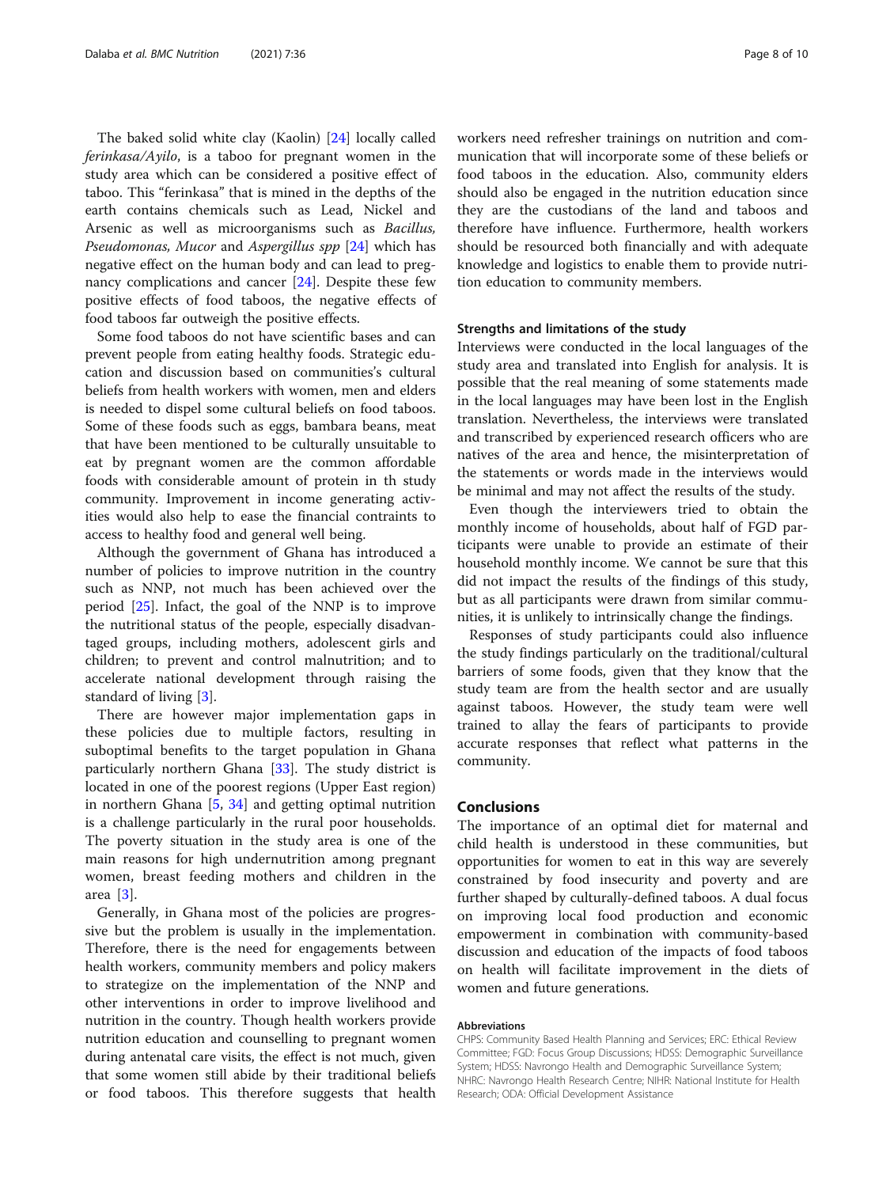The baked solid white clay (Kaolin) [24] locally called *ferinkasa/Ayilo*, is a taboo for pregnant women in the study area which can be considered a positive effect of taboo. This "ferinkasa" that is mined in the depths of the earth contains chemicals such as Lead, Nickel and Arsenic as well as microorganisms such as *Bacillus, Pseudomonas, Mucor* and *Aspergillus spp* [24] which has negative effect on the human body and can lead to pregnancy complications and cancer [24]. Despite these few positive effects of food taboos, the negative effects of food taboos far outweigh the positive effects.

Some food taboos do not have scientific bases and can prevent people from eating healthy foods. Strategic education and discussion based on communities's cultural beliefs from health workers with women, men and elders is needed to dispel some cultural beliefs on food taboos. Some of these foods such as eggs, bambara beans, meat that have been mentioned to be culturally unsuitable to eat by pregnant women are the common affordable foods with considerable amount of protein in th study community. Improvement in income generating activities would also help to ease the financial contraints to access to healthy food and general well being.

Although the government of Ghana has introduced a number of policies to improve nutrition in the country such as NNP, not much has been achieved over the period [25]. Infact, the goal of the NNP is to improve the nutritional status of the people, especially disadvantaged groups, including mothers, adolescent girls and children; to prevent and control malnutrition; and to accelerate national development through raising the standard of living [3].

There are however major implementation gaps in these policies due to multiple factors, resulting in suboptimal benefits to the target population in Ghana particularly northern Ghana [33]. The study district is located in one of the poorest regions (Upper East region) in northern Ghana [5, 34] and getting optimal nutrition is a challenge particularly in the rural poor households. The poverty situation in the study area is one of the main reasons for high undernutrition among pregnant women, breast feeding mothers and children in the area [3].

Generally, in Ghana most of the policies are progressive but the problem is usually in the implementation. Therefore, there is the need for engagements between health workers, community members and policy makers to strategize on the implementation of the NNP and other interventions in order to improve livelihood and nutrition in the country. Though health workers provide nutrition education and counselling to pregnant women during antenatal care visits, the effect is not much, given that some women still abide by their traditional beliefs or food taboos. This therefore suggests that health workers need refresher trainings on nutrition and communication that will incorporate some of these beliefs or food taboos in the education. Also, community elders should also be engaged in the nutrition education since they are the custodians of the land and taboos and therefore have influence. Furthermore, health workers should be resourced both financially and with adequate knowledge and logistics to enable them to provide nutrition education to community members.

### Strengths and limitations of the study

Interviews were conducted in the local languages of the study area and translated into English for analysis. It is possible that the real meaning of some statements made in the local languages may have been lost in the English translation. Nevertheless, the interviews were translated and transcribed by experienced research officers who are natives of the area and hence, the misinterpretation of the statements or words made in the interviews would be minimal and may not affect the results of the study.

Even though the interviewers tried to obtain the monthly income of households, about half of FGD participants were unable to provide an estimate of their household monthly income. We cannot be sure that this did not impact the results of the findings of this study, but as all participants were drawn from similar communities, it is unlikely to intrinsically change the findings.

Responses of study participants could also influence the study findings particularly on the traditional/cultural barriers of some foods, given that they know that the study team are from the health sector and are usually against taboos. However, the study team were well trained to allay the fears of participants to provide accurate responses that reflect what patterns in the community.

## Conclusions

The importance of an optimal diet for maternal and child health is understood in these communities, but opportunities for women to eat in this way are severely constrained by food insecurity and poverty and are further shaped by culturally-defined taboos. A dual focus on improving local food production and economic empowerment in combination with community-based discussion and education of the impacts of food taboos on health will facilitate improvement in the diets of women and future generations.

#### Abbreviations

CHPS: Community Based Health Planning and Services; ERC: Ethical Review Committee; FGD: Focus Group Discussions; HDSS: Demographic Surveillance System; HDSS: Navrongo Health and Demographic Surveillance System; NHRC: Navrongo Health Research Centre; NIHR: National Institute for Health Research; ODA: Official Development Assistance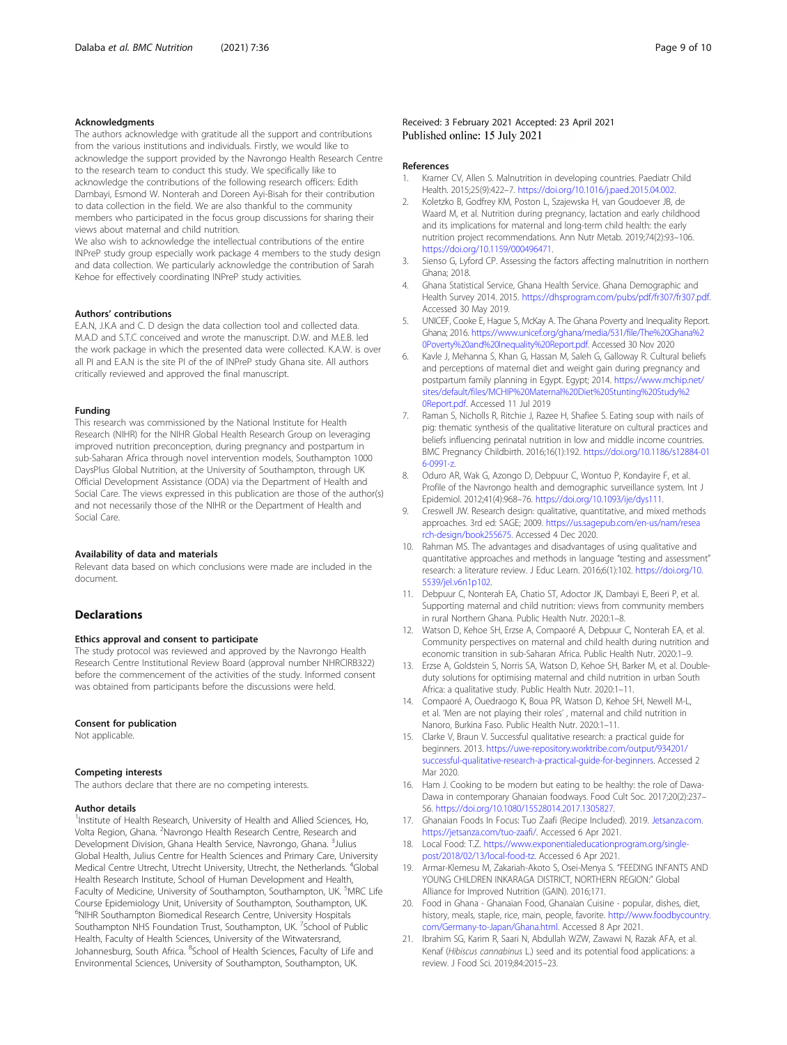### Acknowledgments

The authors acknowledge with gratitude all the support and contributions from the various institutions and individuals. Firstly, we would like to acknowledge the support provided by the Navrongo Health Research Centre to the research team to conduct this study. We specifically like to acknowledge the contributions of the following research officers: Edith Dambayi, Esmond W. Nonterah and Doreen Ayi-Bisah for their contribution to data collection in the field. We are also thankful to the community members who participated in the focus group discussions for sharing their views about maternal and child nutrition.

We also wish to acknowledge the intellectual contributions of the entire INPreP study group especially work package 4 members to the study design and data collection. We particularly acknowledge the contribution of Sarah Kehoe for effectively coordinating INPreP study activities.

### Authors' contributions

E.A.N, J.K.A and C. D design the data collection tool and collected data. M.A.D and S.T.C conceived and wrote the manuscript. D.W. and M.E.B. led the work package in which the presented data were collected. K.A.W. is over all PI and E.A.N is the site PI of the of INPreP study Ghana site. All authors critically reviewed and approved the final manuscript.

### Funding

This research was commissioned by the National Institute for Health Research (NIHR) for the NIHR Global Health Research Group on leveraging improved nutrition preconception, during pregnancy and postpartum in sub-Saharan Africa through novel intervention models, Southampton 1000 DaysPlus Global Nutrition, at the University of Southampton, through UK Official Development Assistance (ODA) via the Department of Health and Social Care. The views expressed in this publication are those of the author(s) and not necessarily those of the NIHR or the Department of Health and Social Care.

### Availability of data and materials

Relevant data based on which conclusions were made are included in the document.

## Declarations

### Ethics approval and consent to participate

The study protocol was reviewed and approved by the Navrongo Health Research Centre Institutional Review Board (approval number NHRCIRB322) before the commencement of the activities of the study. Informed consent was obtained from participants before the discussions were held.

### Consent for publication

Not applicable.

### Competing interests

The authors declare that there are no competing interests.

### Author details

[1]Institute of Health Research, University of Health and Allied Sciences, Ho, Volta Region, Ghana. [2]Navrongo Health Research Centre, Research and Development Division, Ghana Health Service, Navrongo, Ghana. [3]Julius Global Health, Julius Centre for Health Sciences and Primary Care, University Medical Centre Utrecht, Utrecht University, Utrecht, the Netherlands. [4]Global Health Research Institute, School of Human Development and Health, Faculty of Medicine, University of Southampton, Southampton, UK. [5]MRC Life Course Epidemiology Unit, University of Southampton, Southampton, UK. [6]NIHR Southampton Biomedical Research Centre, University Hospitals Southampton NHS Foundation Trust, Southampton, UK. [7]School of Public Health, Faculty of Health Sciences, University of the Witwatersrand, Johannesburg, South Africa. [8]School of Health Sciences, Faculty of Life and Environmental Sciences, University of Southampton, Southampton, UK.

Received: 3 February 2021 Accepted: 23 April 2021
Published online: 15 July 2021

### References

1. Kramer CV, Allen S. Malnutrition in developing countries. Paediatr Child Health. 2015;25(9):422–7. https://doi.org/10.1016/j.paed.2015.04.002.
2. Koletzko B, Godfrey KM, Poston L, Szajewska H, van Goudoever JB, de Waard M, et al. Nutrition during pregnancy, lactation and early childhood and its implications for maternal and long-term child health: the early nutrition project recommendations. Ann Nutr Metab. 2019;74(2):93–106. https://doi.org/10.1159/000496471.
3. Sienso G, Lyford CP. Assessing the factors affecting malnutrition in northern Ghana; 2018.
4. Ghana Statistical Service, Ghana Health Service. Ghana Demographic and Health Survey 2014. 2015. https://dhsprogram.com/pubs/pdf/fr307/fr307.pdf. Accessed 30 May 2019.
5. UNICEF, Cooke E, Hague S, McKay A. The Ghana Poverty and Inequality Report. Ghana; 2016. https://www.unicef.org/ghana/media/531/file/The%20Ghana%20Poverty%20and%20Inequality%20Report.pdf. Accessed 30 Nov 2020
6. Kavle J, Mehanna S, Khan G, Hassan M, Saleh G, Galloway R. Cultural beliefs and perceptions of maternal diet and weight gain during pregnancy and postpartum family planning in Egypt. Egypt; 2014. https://www.mchip.net/sites/default/files/MCHIP%20Maternal%20Diet%20Stunting%20Study%20Report.pdf. Accessed 11 Jul 2019
7. Raman S, Nicholls R, Ritchie J, Razee H, Shafiee S. Eating soup with nails of pig: thematic synthesis of the qualitative literature on cultural practices and beliefs influencing perinatal nutrition in low and middle income countries. BMC Pregnancy Childbirth. 2016;16(1):192. https://doi.org/10.1186/s12884-016-0991-z.
8. Oduro AR, Wak G, Azongo D, Debpuur C, Wontuo P, Kondayire F, et al. Profile of the Navrongo health and demographic surveillance system. Int J Epidemiol. 2012;41(4):968–76. https://doi.org/10.1093/ije/dys111.
9. Creswell JW. Research design: qualitative, quantitative, and mixed methods approaches. 3rd ed: SAGE; 2009. https://us.sagepub.com/en-us/nam/research-design/book255675. Accessed 4 Dec 2020.
10. Rahman MS. The advantages and disadvantages of using qualitative and quantitative approaches and methods in language "testing and assessment" research: a literature review. J Educ Learn. 2016;6(1):102. https://doi.org/10.5539/jel.v6n1p102.
11. Debpuur C, Nonterah EA, Chatio ST, Adoctor JK, Dambayi E, Beeri P, et al. Supporting maternal and child nutrition: views from community members in rural Northern Ghana. Public Health Nutr. 2020:1–8.
12. Watson D, Kehoe SH, Erzse A, Compaoré A, Debpuur C, Nonterah EA, et al. Community perspectives on maternal and child health during nutrition and economic transition in sub-Saharan Africa. Public Health Nutr. 2020:1–9.
13. Erzse A, Goldstein S, Norris SA, Watson D, Kehoe SH, Barker M, et al. Double-duty solutions for optimising maternal and child nutrition in urban South Africa: a qualitative study. Public Health Nutr. 2020:1–11.
14. Compaoré A, Ouedraogo K, Boua PR, Watson D, Kehoe SH, Newell M-L, et al. 'Men are not playing their roles' , maternal and child nutrition in Nanoro, Burkina Faso. Public Health Nutr. 2020:1–11.
15. Clarke V, Braun V. Successful qualitative research: a practical guide for beginners. 2013. https://uwe-repository.worktribe.com/output/934201/successful-qualitative-research-a-practical-guide-for-beginners. Accessed 2 Mar 2020.
16. Ham J. Cooking to be modern but eating to be healthy: the role of Dawa-Dawa in contemporary Ghanaian foodways. Food Cult Soc. 2017;20(2):237–56. https://doi.org/10.1080/15528014.2017.1305827.
17. Ghanaian Foods In Focus: Tuo Zaafi (Recipe Included). 2019. Jetsanza.com. https://jetsanza.com/tuo-zaafi/. Accessed 6 Apr 2021.
18. Local Food: T.Z. https://www.exponentialeducationprogram.org/single-post/2018/02/13/local-food-tz. Accessed 6 Apr 2021.
19. Armar-Klemesu M, Zakariah-Akoto S, Osei-Menya S. "FEEDING INFANTS AND YOUNG CHILDREN INKARAGA DISTRICT, NORTHERN REGION:" Global Alliance for Improved Nutrition (GAIN). 2016;171.
20. Food in Ghana - Ghanaian Food, Ghanaian Cuisine - popular, dishes, diet, history, meals, staple, rice, main, people, favorite. http://www.foodbycountry.com/Germany-to-Japan/Ghana.html. Accessed 8 Apr 2021.
21. Ibrahim SG, Karim R, Saari N, Abdullah WZW, Zawawi N, Razak AFA, et al. Kenaf (*Hibiscus cannabinus* L.) seed and its potential food applications: a review. J Food Sci. 2019;84:2015–23.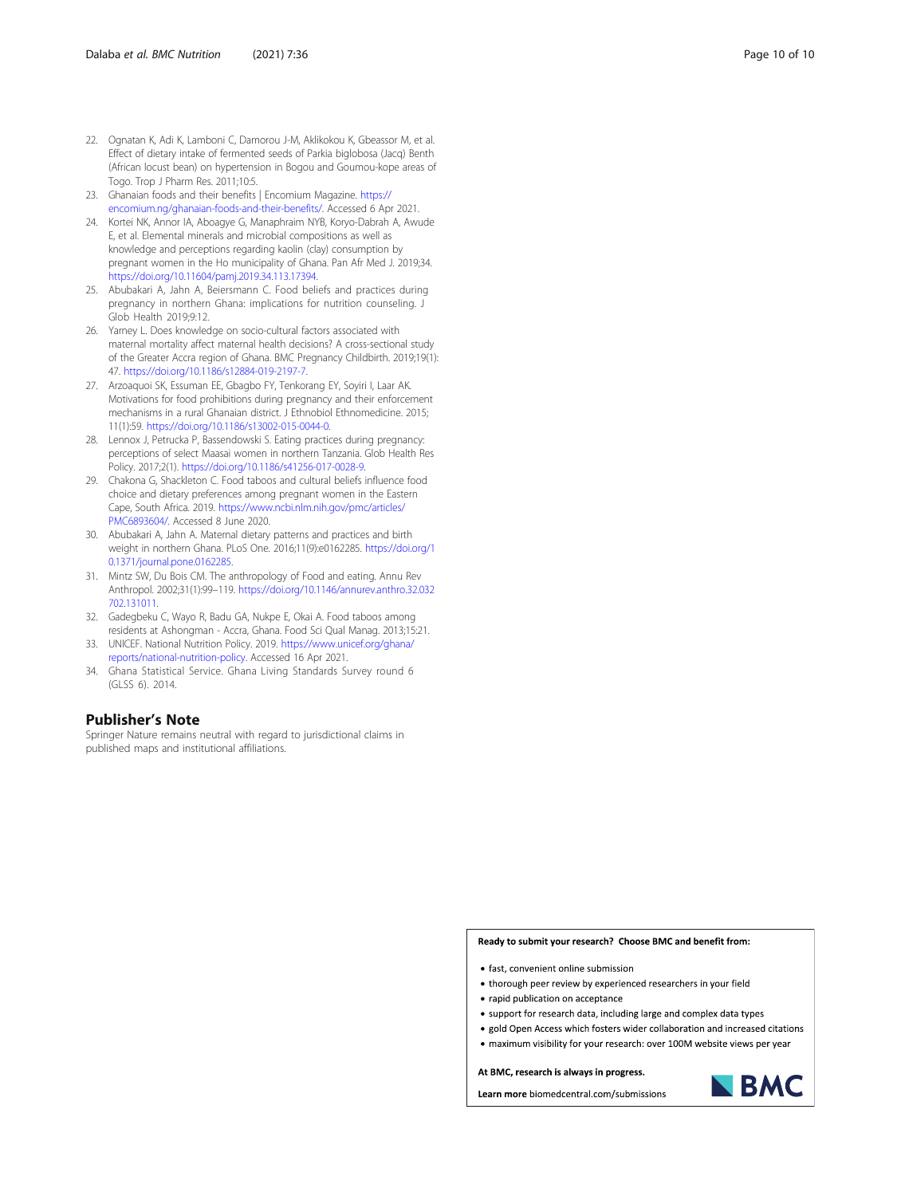22. Ognatan K, Adi K, Lamboni C, Damorou J-M, Aklikokou K, Gbeassor M, et al. Effect of dietary intake of fermented seeds of Parkia biglobosa (Jacq) Benth (African locust bean) on hypertension in Bogou and Goumou-kope areas of Togo. Trop J Pharm Res. 2011;10:5.
23. Ghanaian foods and their benefits | Encomium Magazine. https://encomium.ng/ghanaian-foods-and-their-benefits/. Accessed 6 Apr 2021.
24. Kortei NK, Annor IA, Aboagye G, Manaphraim NYB, Koryo-Dabrah A, Awude E, et al. Elemental minerals and microbial compositions as well as knowledge and perceptions regarding kaolin (clay) consumption by pregnant women in the Ho municipality of Ghana. Pan Afr Med J. 2019;34. https://doi.org/10.11604/pamj.2019.34.113.17394.
25. Abubakari A, Jahn A, Beiersmann C. Food beliefs and practices during pregnancy in northern Ghana: implications for nutrition counseling. J Glob Health 2019;9:12.
26. Yarney L. Does knowledge on socio-cultural factors associated with maternal mortality affect maternal health decisions? A cross-sectional study of the Greater Accra region of Ghana. BMC Pregnancy Childbirth. 2019;19(1):47. https://doi.org/10.1186/s12884-019-2197-7.
27. Arzoaquoi SK, Essuman EE, Gbagbo FY, Tenkorang EY, Soyiri I, Laar AK. Motivations for food prohibitions during pregnancy and their enforcement mechanisms in a rural Ghanaian district. J Ethnobiol Ethnomedicine. 2015;11(1):59. https://doi.org/10.1186/s13002-015-0044-0.
28. Lennox J, Petrucka P, Bassendowski S. Eating practices during pregnancy: perceptions of select Maasai women in northern Tanzania. Glob Health Res Policy. 2017;2(1). https://doi.org/10.1186/s41256-017-0028-9.
29. Chakona G, Shackleton C. Food taboos and cultural beliefs influence food choice and dietary preferences among pregnant women in the Eastern Cape, South Africa. 2019. https://www.ncbi.nlm.nih.gov/pmc/articles/PMC6893604/. Accessed 8 June 2020.
30. Abubakari A, Jahn A. Maternal dietary patterns and practices and birth weight in northern Ghana. PLoS One. 2016;11(9):e0162285. https://doi.org/10.1371/journal.pone.0162285.
31. Mintz SW, Du Bois CM. The anthropology of Food and eating. Annu Rev Anthropol. 2002;31(1):99–119. https://doi.org/10.1146/annurev.anthro.32.032702.131011.
32. Gadegbeku C, Wayo R, Badu GA, Nukpe E, Okai A. Food taboos among residents at Ashongman - Accra, Ghana. Food Sci Qual Manag. 2013;15:21.
33. UNICEF. National Nutrition Policy. 2019. https://www.unicef.org/ghana/reports/national-nutrition-policy. Accessed 16 Apr 2021.
34. Ghana Statistical Service. Ghana Living Standards Survey round 6 (GLSS 6). 2014.

## Publisher's Note

Springer Nature remains neutral with regard to jurisdictional claims in published maps and institutional affiliations.

**Ready to submit your research? Choose BMC and benefit from:**

- fast, convenient online submission
- thorough peer review by experienced researchers in your field
- rapid publication on acceptance
- support for research data, including large and complex data types
- gold Open Access which fosters wider collaboration and increased citations
- maximum visibility for your research: over 100M website views per year

**At BMC, research is always in progress.**

**Learn more** biomedcentral.com/submissions

BMC